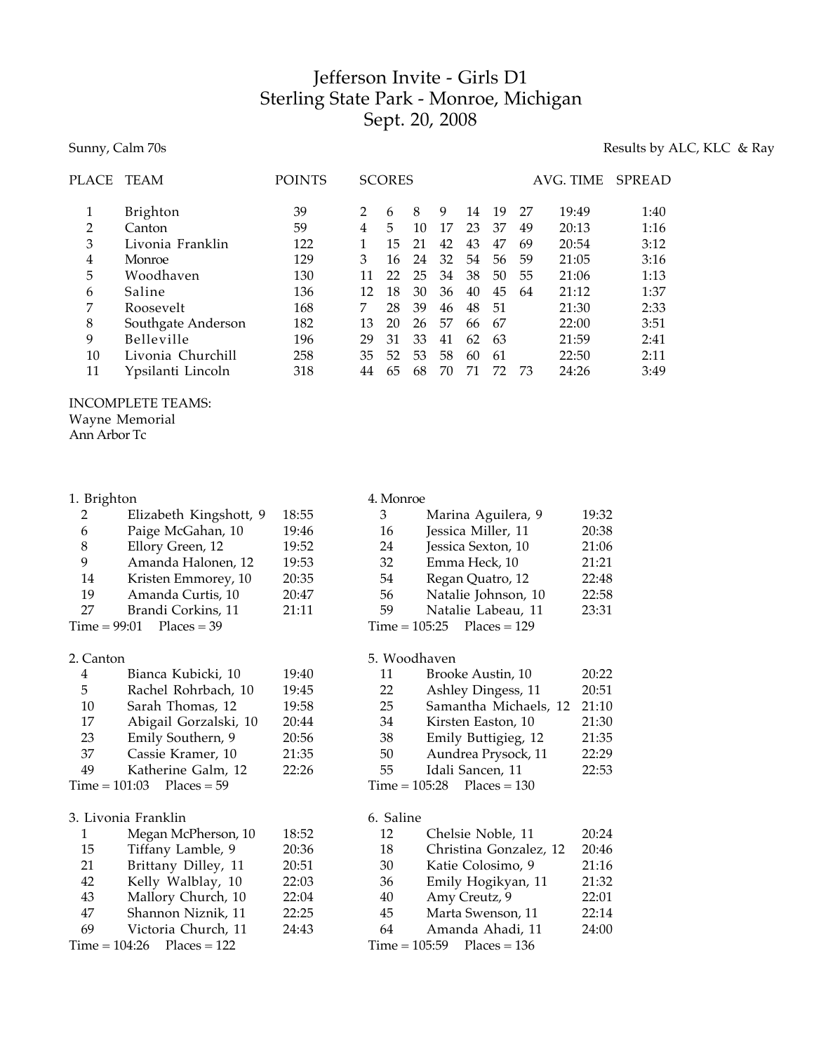# Jefferson Invite - Girls D1
## Sterling State Park - Monroe, Michigan
## Sept. 20, 2008

Sunny, Calm 70s

Results by ALC, KLC & Ray

| PLACE | TEAM | POINTS | SCORES | | | | | | | AVG. TIME | SPREAD |
|---|---|---|---|---|---|---|---|---|---|---|---|
| 1 | Brighton | 39 | 2 | 6 | 8 | 9 | 14 | 19 | 27 | 19:49 | 1:40 |
| 2 | Canton | 59 | 4 | 5 | 10 | 17 | 23 | 37 | 49 | 20:13 | 1:16 |
| 3 | Livonia Franklin | 122 | 1 | 15 | 21 | 42 | 43 | 47 | 69 | 20:54 | 3:12 |
| 4 | Monroe | 129 | 3 | 16 | 24 | 32 | 54 | 56 | 59 | 21:05 | 3:16 |
| 5 | Woodhaven | 130 | 11 | 22 | 25 | 34 | 38 | 50 | 55 | 21:06 | 1:13 |
| 6 | Saline | 136 | 12 | 18 | 30 | 36 | 40 | 45 | 64 | 21:12 | 1:37 |
| 7 | Roosevelt | 168 | 7 | 28 | 39 | 46 | 48 | 51 | | 21:30 | 2:33 |
| 8 | Southgate Anderson | 182 | 13 | 20 | 26 | 57 | 66 | 67 | | 22:00 | 3:51 |
| 9 | Belleville | 196 | 29 | 31 | 33 | 41 | 62 | 63 | | 21:59 | 2:41 |
| 10 | Livonia Churchill | 258 | 35 | 52 | 53 | 58 | 60 | 61 | | 22:50 | 2:11 |
| 11 | Ypsilanti Lincoln | 318 | 44 | 65 | 68 | 70 | 71 | 72 | 73 | 24:26 | 3:49 |

INCOMPLETE TEAMS:
Wayne Memorial
Ann Arbor Tc

### 1. Brighton

| | | |
|---|---|---|
| 2 | Elizabeth Kingshott, 9 | 18:55 |
| 6 | Paige McGahan, 10 | 19:46 |
| 8 | Ellory Green, 12 | 19:52 |
| 9 | Amanda Halonen, 12 | 19:53 |
| 14 | Kristen Emmorey, 10 | 20:35 |
| 19 | Amanda Curtis, 10 | 20:47 |
| 27 | Brandi Corkins, 11 | 21:11 |

Time = 99:01 Places = 39

### 2. Canton

| | | |
|---|---|---|
| 4 | Bianca Kubicki, 10 | 19:40 |
| 5 | Rachel Rohrbach, 10 | 19:45 |
| 10 | Sarah Thomas, 12 | 19:58 |
| 17 | Abigail Gorzalski, 10 | 20:44 |
| 23 | Emily Southern, 9 | 20:56 |
| 37 | Cassie Kramer, 10 | 21:35 |
| 49 | Katherine Galm, 12 | 22:26 |

Time = 101:03 Places = 59

### 3. Livonia Franklin

| | | |
|---|---|---|
| 1 | Megan McPherson, 10 | 18:52 |
| 15 | Tiffany Lamble, 9 | 20:36 |
| 21 | Brittany Dilley, 11 | 20:51 |
| 42 | Kelly Walblay, 10 | 22:03 |
| 43 | Mallory Church, 10 | 22:04 |
| 47 | Shannon Niznik, 11 | 22:25 |
| 69 | Victoria Church, 11 | 24:43 |

Time = 104:26 Places = 122

### 4. Monroe

| | | |
|---|---|---|
| 3 | Marina Aguilera, 9 | 19:32 |
| 16 | Jessica Miller, 11 | 20:38 |
| 24 | Jessica Sexton, 10 | 21:06 |
| 32 | Emma Heck, 10 | 21:21 |
| 54 | Regan Quatro, 12 | 22:48 |
| 56 | Natalie Johnson, 10 | 22:58 |
| 59 | Natalie Labeau, 11 | 23:31 |

Time = 105:25 Places = 129

### 5. Woodhaven

| | | |
|---|---|---|
| 11 | Brooke Austin, 10 | 20:22 |
| 22 | Ashley Dingess, 11 | 20:51 |
| 25 | Samantha Michaels, 12 | 21:10 |
| 34 | Kirsten Easton, 10 | 21:30 |
| 38 | Emily Buttigieg, 12 | 21:35 |
| 50 | Aundrea Prysock, 11 | 22:29 |
| 55 | Idali Sancen, 11 | 22:53 |

Time = 105:28 Places = 130

### 6. Saline

| | | |
|---|---|---|
| 12 | Chelsie Noble, 11 | 20:24 |
| 18 | Christina Gonzalez, 12 | 20:46 |
| 30 | Katie Colosimo, 9 | 21:16 |
| 36 | Emily Hogikyan, 11 | 21:32 |
| 40 | Amy Creutz, 9 | 22:01 |
| 45 | Marta Swenson, 11 | 22:14 |
| 64 | Amanda Ahadi, 11 | 24:00 |

Time = 105:59 Places = 136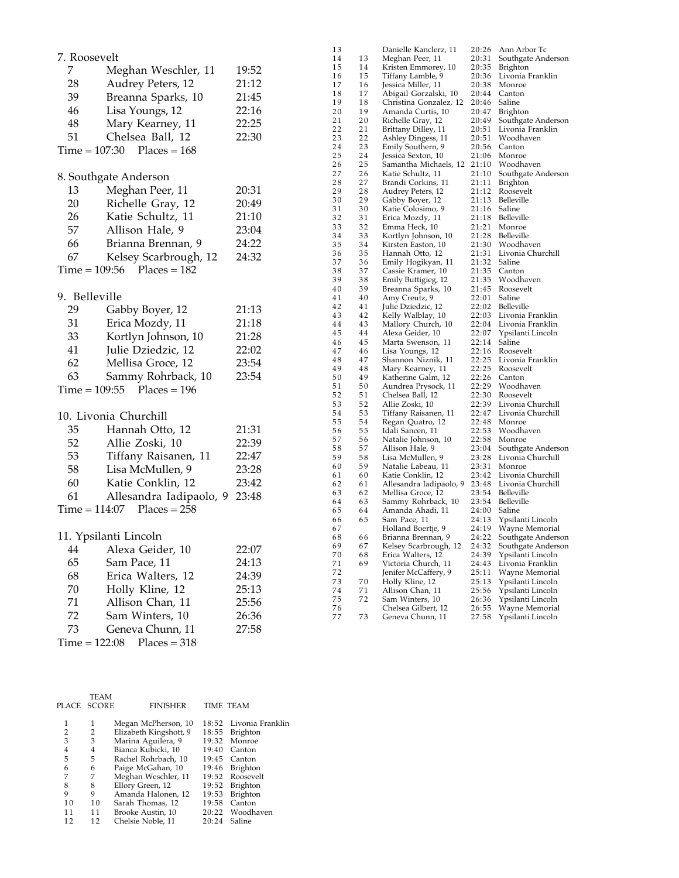7. Roosevelt

| | | |
|---|---|---|
| 7 | Meghan Weschler, 11 | 19:52 |
| 28 | Audrey Peters, 12 | 21:12 |
| 39 | Breanna Sparks, 10 | 21:45 |
| 46 | Lisa Youngs, 12 | 22:16 |
| 48 | Mary Kearney, 11 | 22:25 |
| 51 | Chelsea Ball, 12 | 22:30 |

Time = 107:30  Places = 168

8. Southgate Anderson

| | | |
|---|---|---|
| 13 | Meghan Peer, 11 | 20:31 |
| 20 | Richelle Gray, 12 | 20:49 |
| 26 | Katie Schultz, 11 | 21:10 |
| 57 | Allison Hale, 9 | 23:04 |
| 66 | Brianna Brennan, 9 | 24:22 |
| 67 | Kelsey Scarbrough, 12 | 24:32 |

Time = 109:56  Places = 182

9. Belleville

| | | |
|---|---|---|
| 29 | Gabby Boyer, 12 | 21:13 |
| 31 | Erica Mozdy, 11 | 21:18 |
| 33 | Kortlyn Johnson, 10 | 21:28 |
| 41 | Julie Dziedzic, 12 | 22:02 |
| 62 | Mellisa Groce, 12 | 23:54 |
| 63 | Sammy Rohrback, 10 | 23:54 |

Time = 109:55  Places = 196

10. Livonia Churchill

| | | |
|---|---|---|
| 35 | Hannah Otto, 12 | 21:31 |
| 52 | Allie Zoski, 10 | 22:39 |
| 53 | Tiffany Raisanen, 11 | 22:47 |
| 58 | Lisa McMullen, 9 | 23:28 |
| 60 | Katie Conklin, 12 | 23:42 |
| 61 | Allesandra Iadipaolo, 9 | 23:48 |

Time = 114:07  Places = 258

11. Ypsilanti Lincoln

| | | |
|---|---|---|
| 44 | Alexa Geider, 10 | 22:07 |
| 65 | Sam Pace, 11 | 24:13 |
| 68 | Erica Walters, 12 | 24:39 |
| 70 | Holly Kline, 12 | 25:13 |
| 71 | Allison Chan, 11 | 25:56 |
| 72 | Sam Winters, 10 | 26:36 |
| 73 | Geneva Chunn, 11 | 27:58 |

Time = 122:08  Places = 318

| PLACE | TEAM SCORE | FINISHER | TIME | TEAM |
|---|---|---|---|---|
| 1 | 1 | Megan McPherson, 10 | 18:52 | Livonia Franklin |
| 2 | 2 | Elizabeth Kingshott, 9 | 18:55 | Brighton |
| 3 | 3 | Marina Aguilera, 9 | 19:32 | Monroe |
| 4 | 4 | Bianca Kubicki, 10 | 19:40 | Canton |
| 5 | 5 | Rachel Rohrbach, 10 | 19:45 | Canton |
| 6 | 6 | Paige McGahan, 10 | 19:46 | Brighton |
| 7 | 7 | Meghan Weschler, 11 | 19:52 | Roosevelt |
| 8 | 8 | Ellory Green, 12 | 19:52 | Brighton |
| 9 | 9 | Amanda Halonen, 12 | 19:53 | Brighton |
| 10 | 10 | Sarah Thomas, 12 | 19:58 | Canton |
| 11 | 11 | Brooke Austin, 10 | 20:22 | Woodhaven |
| 12 | 12 | Chelsie Noble, 11 | 20:24 | Saline |
| 13 | | Danielle Kanclerz, 11 | 20:26 | Ann Arbor Tc |
| 14 | 13 | Meghan Peer, 11 | 20:31 | Southgate Anderson |
| 15 | 14 | Kristen Emmorey, 10 | 20:35 | Brighton |
| 16 | 15 | Tiffany Lamble, 9 | 20:36 | Livonia Franklin |
| 17 | 16 | Jessica Miller, 11 | 20:38 | Monroe |
| 18 | 17 | Abigail Gorzalski, 10 | 20:44 | Canton |
| 19 | 18 | Christina Gonzalez, 12 | 20:46 | Saline |
| 20 | 19 | Amanda Curtis, 10 | 20:47 | Brighton |
| 21 | 20 | Richelle Gray, 12 | 20:49 | Southgate Anderson |
| 22 | 21 | Brittany Dilley, 11 | 20:51 | Livonia Franklin |
| 23 | 22 | Ashley Dingess, 11 | 20:51 | Woodhaven |
| 24 | 23 | Emily Southern, 9 | 20:56 | Canton |
| 25 | 24 | Jessica Sexton, 10 | 21:06 | Monroe |
| 26 | 25 | Samantha Michaels, 12 | 21:10 | Woodhaven |
| 27 | 26 | Katie Schultz, 11 | 21:10 | Southgate Anderson |
| 28 | 27 | Brandi Corkins, 11 | 21:11 | Brighton |
| 29 | 28 | Audrey Peters, 12 | 21:12 | Roosevelt |
| 30 | 29 | Gabby Boyer, 12 | 21:13 | Belleville |
| 31 | 30 | Katie Colosimo, 9 | 21:16 | Saline |
| 32 | 31 | Erica Mozdy, 11 | 21:18 | Belleville |
| 33 | 32 | Emma Heck, 10 | 21:21 | Monroe |
| 34 | 33 | Kortlyn Johnson, 10 | 21:28 | Belleville |
| 35 | 34 | Kirsten Easton, 10 | 21:30 | Woodhaven |
| 36 | 35 | Hannah Otto, 12 | 21:31 | Livonia Churchill |
| 37 | 36 | Emily Hogikyan, 11 | 21:32 | Saline |
| 38 | 37 | Cassie Kramer, 10 | 21:35 | Canton |
| 39 | 38 | Emily Buttigieg, 12 | 21:35 | Woodhaven |
| 40 | 39 | Breanna Sparks, 10 | 21:45 | Roosevelt |
| 41 | 40 | Amy Creutz, 9 | 22:01 | Saline |
| 42 | 41 | Julie Dziedzic, 12 | 22:02 | Belleville |
| 43 | 42 | Kelly Walblay, 10 | 22:03 | Livonia Franklin |
| 44 | 43 | Mallory Church, 10 | 22:04 | Livonia Franklin |
| 45 | 44 | Alexa Geider, 10 | 22:07 | Ypsilanti Lincoln |
| 46 | 45 | Marta Swenson, 11 | 22:14 | Saline |
| 47 | 46 | Lisa Youngs, 12 | 22:16 | Roosevelt |
| 48 | 47 | Shannon Niznik, 11 | 22:25 | Livonia Franklin |
| 49 | 48 | Mary Kearney, 11 | 22:25 | Roosevelt |
| 50 | 49 | Katherine Galm, 12 | 22:26 | Canton |
| 51 | 50 | Aundrea Prysock, 11 | 22:29 | Woodhaven |
| 52 | 51 | Chelsea Ball, 12 | 22:30 | Roosevelt |
| 53 | 52 | Allie Zoski, 10 | 22:39 | Livonia Churchill |
| 54 | 53 | Tiffany Raisanen, 11 | 22:47 | Livonia Churchill |
| 55 | 54 | Regan Quatro, 12 | 22:48 | Monroe |
| 56 | 55 | Idali Sancen, 11 | 22:53 | Woodhaven |
| 57 | 56 | Natalie Johnson, 10 | 22:58 | Monroe |
| 58 | 57 | Allison Hale, 9 | 23:04 | Southgate Anderson |
| 59 | 58 | Lisa McMullen, 9 | 23:28 | Livonia Churchill |
| 60 | 59 | Natalie Labeau, 11 | 23:31 | Monroe |
| 61 | 60 | Katie Conklin, 12 | 23:42 | Livonia Churchill |
| 62 | 61 | Allesandra Iadipaolo, 9 | 23:48 | Livonia Churchill |
| 63 | 62 | Mellisa Groce, 12 | 23:54 | Belleville |
| 64 | 63 | Sammy Rohrback, 10 | 23:54 | Belleville |
| 65 | 64 | Amanda Ahadi, 11 | 24:00 | Saline |
| 66 | 65 | Sam Pace, 11 | 24:13 | Ypsilanti Lincoln |
| 67 | | Holland Boertje, 9 | 24:19 | Wayne Memorial |
| 68 | 66 | Brianna Brennan, 9 | 24:22 | Southgate Anderson |
| 69 | 67 | Kelsey Scarbrough, 12 | 24:32 | Southgate Anderson |
| 70 | 68 | Erica Walters, 12 | 24:39 | Ypsilanti Lincoln |
| 71 | 69 | Victoria Church, 11 | 24:43 | Livonia Franklin |
| 72 | | Jenifer McCaffery, 9 | 25:11 | Wayne Memorial |
| 73 | 70 | Holly Kline, 12 | 25:13 | Ypsilanti Lincoln |
| 74 | 71 | Allison Chan, 11 | 25:56 | Ypsilanti Lincoln |
| 75 | 72 | Sam Winters, 10 | 26:36 | Ypsilanti Lincoln |
| 76 | | Chelsea Gilbert, 12 | 26:55 | Wayne Memorial |
| 77 | 73 | Geneva Chunn, 11 | 27:58 | Ypsilanti Lincoln |